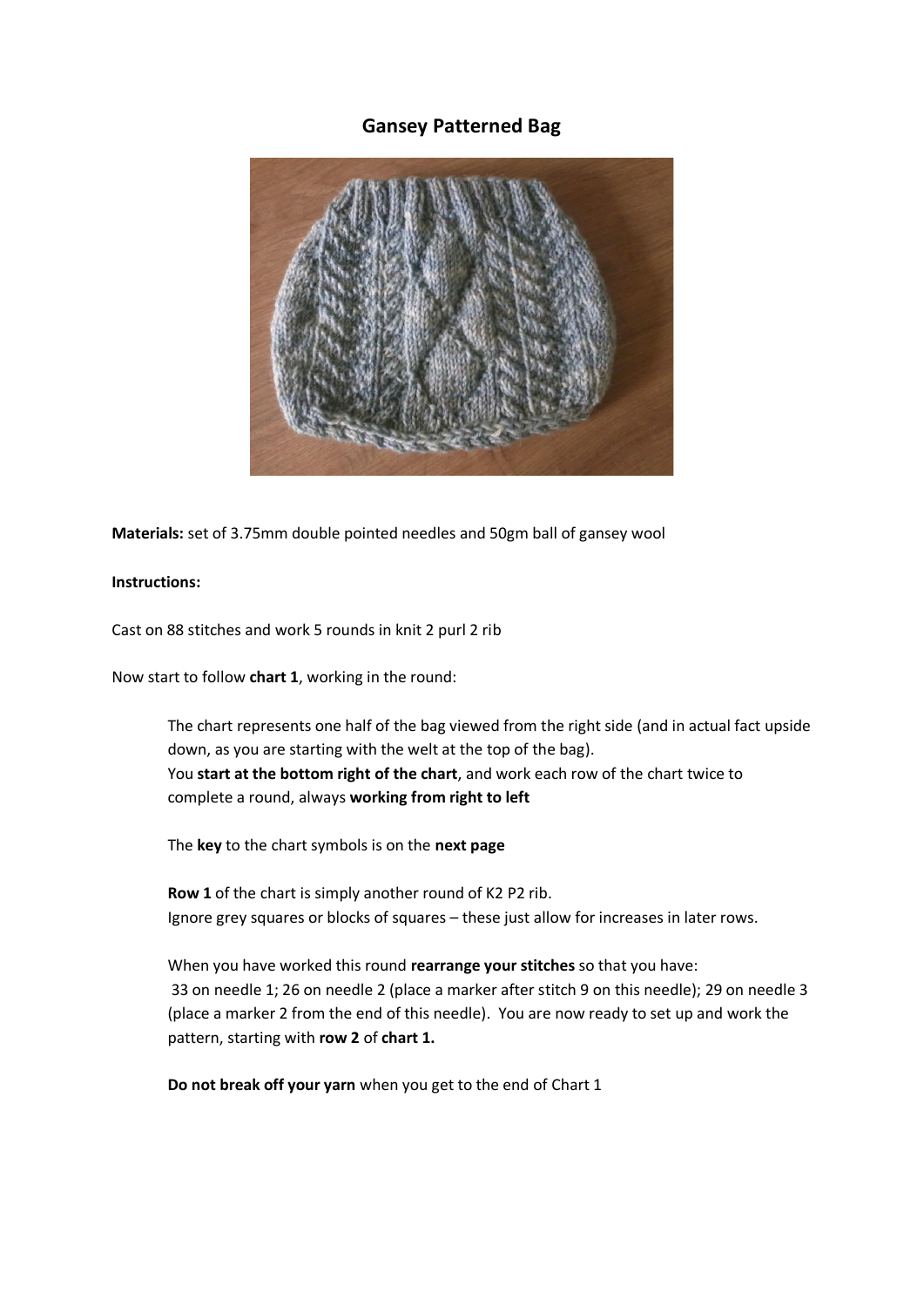# Gansey Patterned Bag

**Materials:** set of 3.75mm double pointed needles and 50gm ball of gansey wool

**Instructions:**

Cast on 88 stitches and work 5 rounds in knit 2 purl 2 rib

Now start to follow **chart 1**, working in the round:

The chart represents one half of the bag viewed from the right side (and in actual fact upside down, as you are starting with the welt at the top of the bag).
You **start at the bottom right of the chart**, and work each row of the chart twice to complete a round, always **working from right to left**

The **key** to the chart symbols is on the **next page**

**Row 1** of the chart is simply another round of K2 P2 rib.
Ignore grey squares or blocks of squares – these just allow for increases in later rows.

When you have worked this round **rearrange your stitches** so that you have:
33 on needle 1; 26 on needle 2 (place a marker after stitch 9 on this needle); 29 on needle 3 (place a marker 2 from the end of this needle). You are now ready to set up and work the pattern, starting with **row 2** of **chart 1.**

**Do not break off your yarn** when you get to the end of Chart 1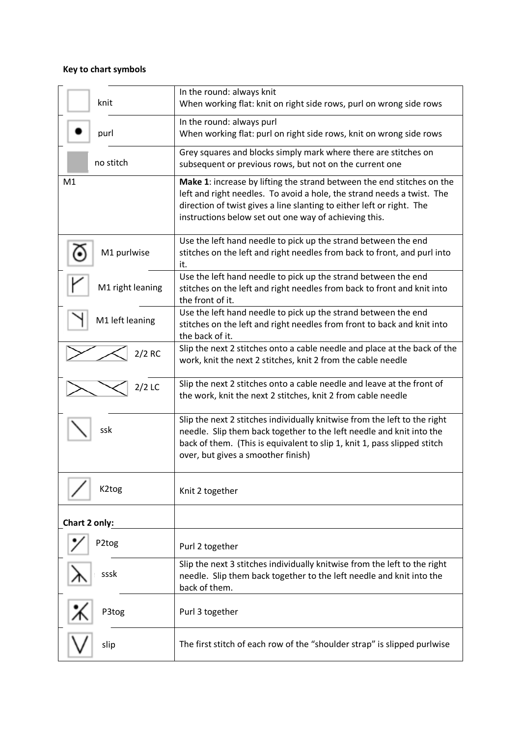**Key to chart symbols**

| Symbol | Description |
|---|---|
| knit | In the round: always knit<br>When working flat: knit on right side rows, purl on wrong side rows |
| purl | In the round: always purl<br>When working flat: purl on right side rows, knit on wrong side rows |
| no stitch | Grey squares and blocks simply mark where there are stitches on subsequent or previous rows, but not on the current one |
| M1 | **Make 1**: increase by lifting the strand between the end stitches on the left and right needles. To avoid a hole, the strand needs a twist. The direction of twist gives a line slanting to either left or right. The instructions below set out one way of achieving this. |
| M1 purlwise | Use the left hand needle to pick up the strand between the end stitches on the left and right needles from back to front, and purl into it. |
| M1 right leaning | Use the left hand needle to pick up the strand between the end stitches on the left and right needles from back to front and knit into the front of it. |
| M1 left leaning | Use the left hand needle to pick up the strand between the end stitches on the left and right needles from front to back and knit into the back of it. |
| 2/2 RC | Slip the next 2 stitches onto a cable needle and place at the back of the work, knit the next 2 stitches, knit 2 from the cable needle |
| 2/2 LC | Slip the next 2 stitches onto a cable needle and leave at the front of the work, knit the next 2 stitches, knit 2 from cable needle |
| ssk | Slip the next 2 stitches individually knitwise from the left to the right needle. Slip them back together to the left needle and knit into the back of them. (This is equivalent to slip 1, knit 1, pass slipped stitch over, but gives a smoother finish) |
| K2tog | Knit 2 together |
| **Chart 2 only:** | |
| P2tog | Purl 2 together |
| sssk | Slip the next 3 stitches individually knitwise from the left to the right needle. Slip them back together to the left needle and knit into the back of them. |
| P3tog | Purl 3 together |
| slip | The first stitch of each row of the "shoulder strap" is slipped purlwise |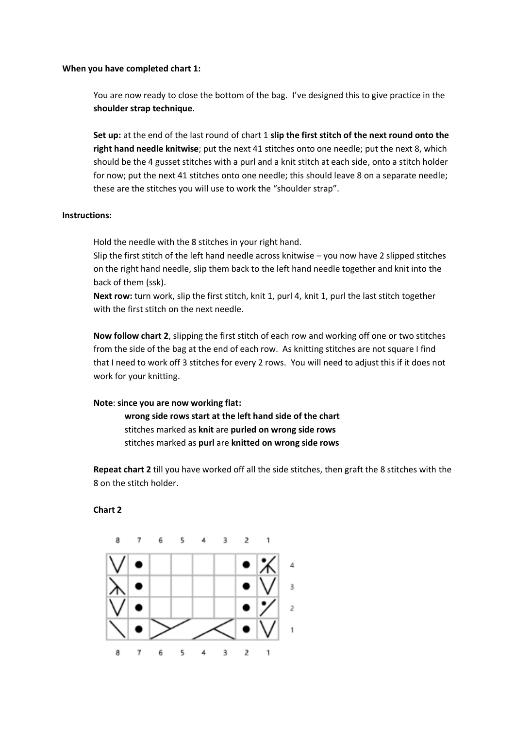**When you have completed chart 1:**

You are now ready to close the bottom of the bag. I've designed this to give practice in the **shoulder strap technique**.

**Set up:** at the end of the last round of chart 1 **slip the first stitch of the next round onto the right hand needle knitwise**; put the next 41 stitches onto one needle; put the next 8, which should be the 4 gusset stitches with a purl and a knit stitch at each side, onto a stitch holder for now; put the next 41 stitches onto one needle; this should leave 8 on a separate needle; these are the stitches you will use to work the "shoulder strap".

**Instructions:**

Hold the needle with the 8 stitches in your right hand.
Slip the first stitch of the left hand needle across knitwise – you now have 2 slipped stitches on the right hand needle, slip them back to the left hand needle together and knit into the back of them (ssk).
**Next row:** turn work, slip the first stitch, knit 1, purl 4, knit 1, purl the last stitch together with the first stitch on the next needle.

**Now follow chart 2**, slipping the first stitch of each row and working off one or two stitches from the side of the bag at the end of each row. As knitting stitches are not square I find that I need to work off 3 stitches for every 2 rows. You will need to adjust this if it does not work for your knitting.

**Note**: **since you are now working flat:**

**wrong side rows start at the left hand side of the chart**
stitches marked as **knit** are **purled on wrong side rows**
stitches marked as **purl** are **knitted on wrong side rows**

**Repeat chart 2** till you have worked off all the side stitches, then graft the 8 stitches with the 8 on the stitch holder.

**Chart 2**

8 7 6 5 4 3 2 1

4
3
2
1

8 7 6 5 4 3 2 1